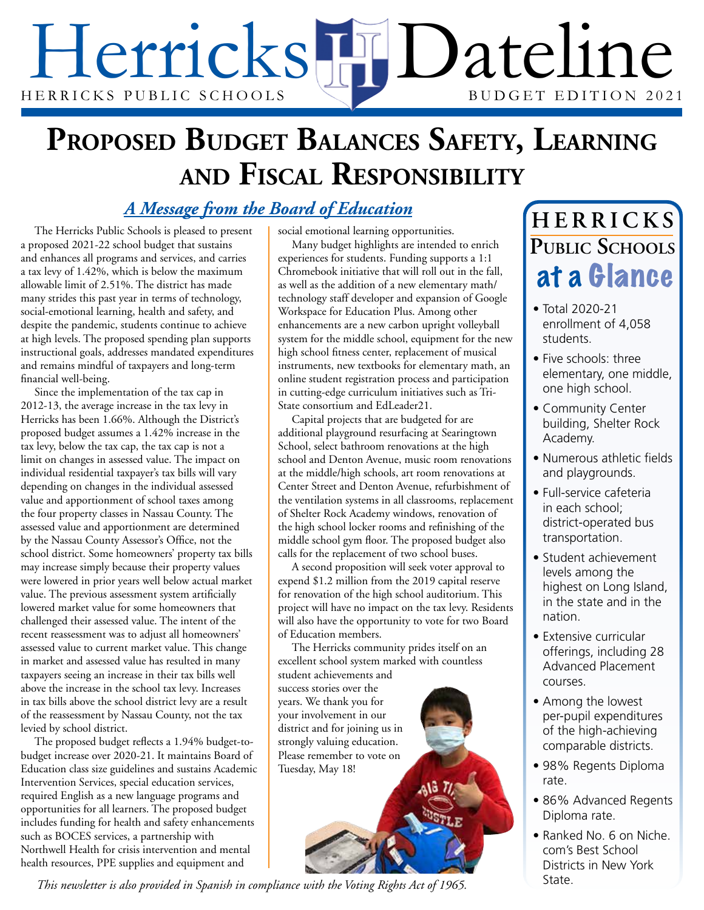# Herricks Dateline

HERRICKS PUBLIC SCHOOLS — BUDGET EDITION 2021

# Proposed Budget Balances Safety, Learning and Fiscal Responsibility

## *A Message from the Board of Education*

The Herricks Public Schools is pleased to present a proposed 2021-22 school budget that sustains and enhances all programs and services, and carries a tax levy of 1.42%, which is below the maximum allowable limit of 2.51%. The district has made many strides this past year in terms of technology, social-emotional learning, health and safety, and despite the pandemic, students continue to achieve at high levels. The proposed spending plan supports instructional goals, addresses mandated expenditures and remains mindful of taxpayers and long-term financial well-being.

Since the implementation of the tax cap in 2012-13, the average increase in the tax levy in Herricks has been 1.66%. Although the District's proposed budget assumes a 1.42% increase in the tax levy, below the tax cap, the tax cap is not a limit on changes in assessed value. The impact on individual residential taxpayer's tax bills will vary depending on changes in the individual assessed value and apportionment of school taxes among the four property classes in Nassau County. The assessed value and apportionment are determined by the Nassau County Assessor's Office, not the school district. Some homeowners' property tax bills may increase simply because their property values were lowered in prior years well below actual market value. The previous assessment system artificially lowered market value for some homeowners that challenged their assessed value. The intent of the recent reassessment was to adjust all homeowners' assessed value to current market value. This change in market and assessed value has resulted in many taxpayers seeing an increase in their tax bills well above the increase in the school tax levy. Increases in tax bills above the school district levy are a result of the reassessment by Nassau County, not the tax levied by school district.

The proposed budget reflects a 1.94% budget-to-budget increase over 2020-21. It maintains Board of Education class size guidelines and sustains Academic Intervention Services, special education services, required English as a new language programs and opportunities for all learners. The proposed budget includes funding for health and safety enhancements such as BOCES services, a partnership with Northwell Health for crisis intervention and mental health resources, PPE supplies and equipment and social emotional learning opportunities.

Many budget highlights are intended to enrich experiences for students. Funding supports a 1:1 Chromebook initiative that will roll out in the fall, as well as the addition of a new elementary math/technology staff developer and expansion of Google Workspace for Education Plus. Among other enhancements are a new carbon upright volleyball system for the middle school, equipment for the new high school fitness center, replacement of musical instruments, new textbooks for elementary math, an online student registration process and participation in cutting-edge curriculum initiatives such as Tri-State consortium and EdLeader21.

Capital projects that are budgeted for are additional playground resurfacing at Searingtown School, select bathroom renovations at the high school and Denton Avenue, music room renovations at the middle/high schools, art room renovations at Center Street and Denton Avenue, refurbishment of the ventilation systems in all classrooms, replacement of Shelter Rock Academy windows, renovation of the high school locker rooms and refinishing of the middle school gym floor. The proposed budget also calls for the replacement of two school buses.

A second proposition will seek voter approval to expend $1.2 million from the 2019 capital reserve for renovation of the high school auditorium. This project will have no impact on the tax levy. Residents will also have the opportunity to vote for two Board of Education members.

The Herricks community prides itself on an excellent school system marked with countless student achievements and success stories over the years. We thank you for your involvement in our district and for joining us in strongly valuing education. Please remember to vote on Tuesday, May 18!

## Herricks Public Schools at a Glance

- Total 2020-21 enrollment of 4,058 students.
- Five schools: three elementary, one middle, one high school.
- Community Center building, Shelter Rock Academy.
- Numerous athletic fields and playgrounds.
- Full-service cafeteria in each school; district-operated bus transportation.
- Student achievement levels among the highest on Long Island, in the state and in the nation.
- Extensive curricular offerings, including 28 Advanced Placement courses.
- Among the lowest per-pupil expenditures of the high-achieving comparable districts.
- 98% Regents Diploma rate.
- 86% Advanced Regents Diploma rate.
- Ranked No. 6 on Niche.com's Best School Districts in New York State.

*This newsletter is also provided in Spanish in compliance with the Voting Rights Act of 1965.*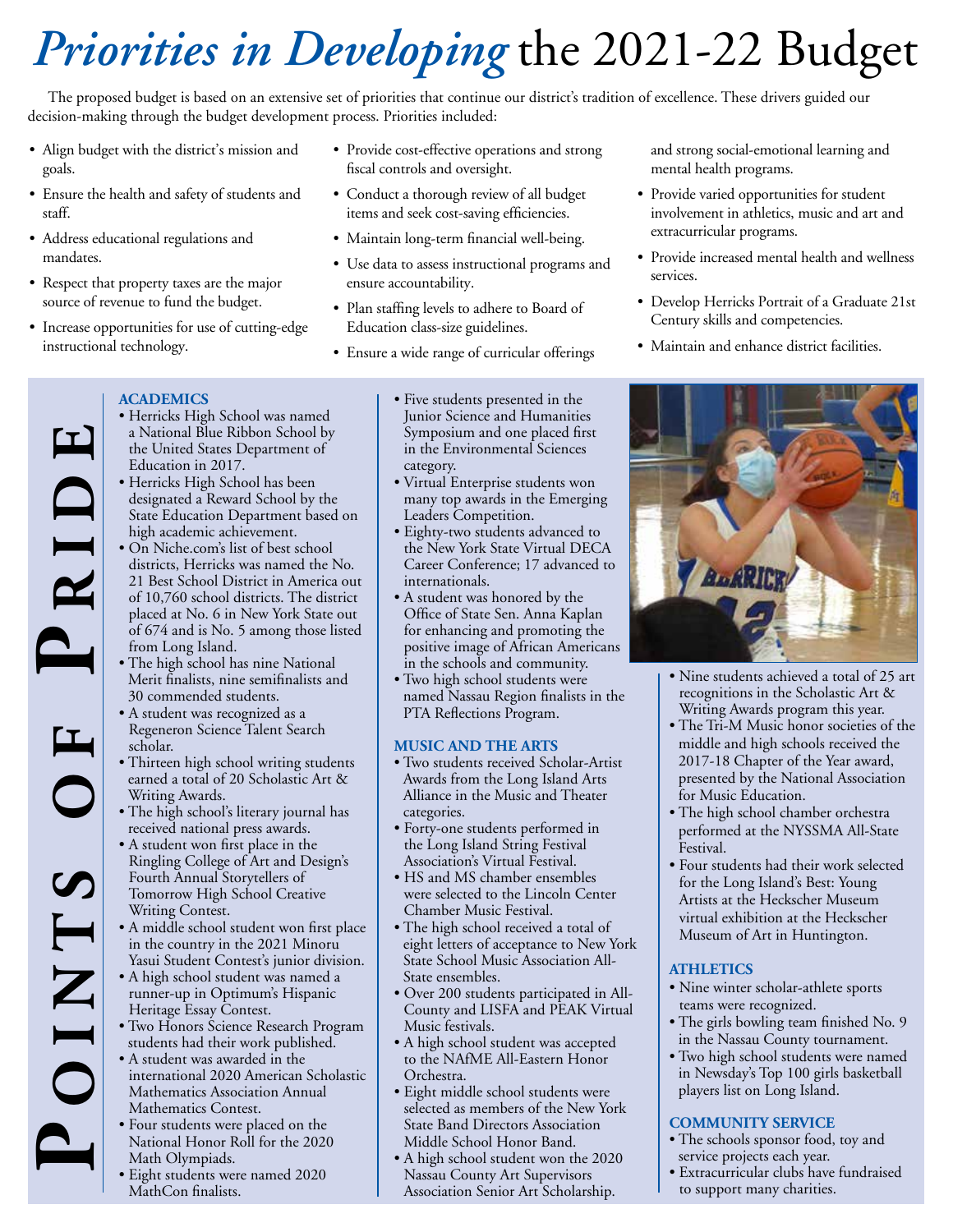# *Priorities in Developing* the 2021-22 Budget

The proposed budget is based on an extensive set of priorities that continue our district's tradition of excellence. These drivers guided our decision-making through the budget development process. Priorities included:

- Align budget with the district's mission and goals.
- Ensure the health and safety of students and staff.
- Address educational regulations and mandates.
- Respect that property taxes are the major source of revenue to fund the budget.
- Increase opportunities for use of cutting-edge instructional technology.
- Provide cost-effective operations and strong fiscal controls and oversight.
- Conduct a thorough review of all budget items and seek cost-saving efficiencies.
- Maintain long-term financial well-being.
- Use data to assess instructional programs and ensure accountability.
- Plan staffing levels to adhere to Board of Education class-size guidelines.
- Ensure a wide range of curricular offerings and strong social-emotional learning and mental health programs.
- Provide varied opportunities for student involvement in athletics, music and art and extracurricular programs.
- Provide increased mental health and wellness services.
- Develop Herricks Portrait of a Graduate 21st Century skills and competencies.
- Maintain and enhance district facilities.

## Points of Pride

### ACADEMICS

- Herricks High School was named a National Blue Ribbon School by the United States Department of Education in 2017.
- Herricks High School has been designated a Reward School by the State Education Department based on high academic achievement.
- On Niche.com's list of best school districts, Herricks was named the No. 21 Best School District in America out of 10,760 school districts. The district placed at No. 6 in New York State out of 674 and is No. 5 among those listed from Long Island.
- The high school has nine National Merit finalists, nine semifinalists and 30 commended students.
- A student was recognized as a Regeneron Science Talent Search scholar.
- Thirteen high school writing students earned a total of 20 Scholastic Art & Writing Awards.
- The high school's literary journal has received national press awards.
- A student won first place in the Ringling College of Art and Design's Fourth Annual Storytellers of Tomorrow High School Creative Writing Contest.
- A middle school student won first place in the country in the 2021 Minoru Yasui Student Contest's junior division.
- A high school student was named a runner-up in Optimum's Hispanic Heritage Essay Contest.
- Two Honors Science Research Program students had their work published.
- A student was awarded in the international 2020 American Scholastic Mathematics Association Annual Mathematics Contest.
- Four students were placed on the National Honor Roll for the 2020 Math Olympiads.
- Eight students were named 2020 MathCon finalists.
- Five students presented in the Junior Science and Humanities Symposium and one placed first in the Environmental Sciences category.
- Virtual Enterprise students won many top awards in the Emerging Leaders Competition.
- Eighty-two students advanced to the New York State Virtual DECA Career Conference; 17 advanced to internationals.
- A student was honored by the Office of State Sen. Anna Kaplan for enhancing and promoting the positive image of African Americans in the schools and community.
- Two high school students were named Nassau Region finalists in the PTA Reflections Program.

### MUSIC AND THE ARTS

- Two students received Scholar-Artist Awards from the Long Island Arts Alliance in the Music and Theater categories.
- Forty-one students performed in the Long Island String Festival Association's Virtual Festival.
- HS and MS chamber ensembles were selected to the Lincoln Center Chamber Music Festival.
- The high school received a total of eight letters of acceptance to New York State School Music Association All-State ensembles.
- Over 200 students participated in All-County and LISFA and PEAK Virtual Music festivals.
- A high school student was accepted to the NAfME All-Eastern Honor Orchestra.
- Eight middle school students were selected as members of the New York State Band Directors Association Middle School Honor Band.
- A high school student won the 2020 Nassau County Art Supervisors Association Senior Art Scholarship.
- Nine students achieved a total of 25 art recognitions in the Scholastic Art & Writing Awards program this year.
- The Tri-M Music honor societies of the middle and high schools received the 2017-18 Chapter of the Year award, presented by the National Association for Music Education.
- The high school chamber orchestra performed at the NYSSMA All-State Festival.
- Four students had their work selected for the Long Island's Best: Young Artists at the Heckscher Museum virtual exhibition at the Heckscher Museum of Art in Huntington.

### ATHLETICS

- Nine winter scholar-athlete sports teams were recognized.
- The girls bowling team finished No. 9 in the Nassau County tournament.
- Two high school students were named in Newsday's Top 100 girls basketball players list on Long Island.

### COMMUNITY SERVICE

- The schools sponsor food, toy and service projects each year.
- Extracurricular clubs have fundraised to support many charities.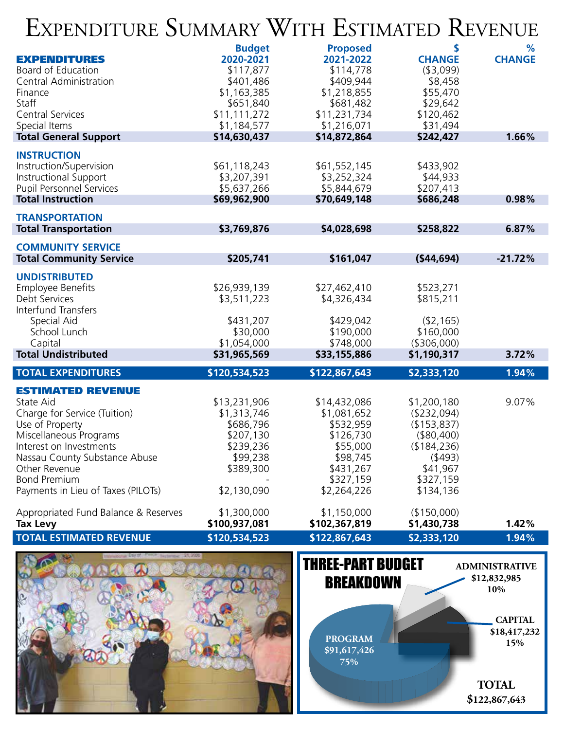# Expenditure Summary With Estimated Revenue

| EXPENDITURES | Budget 2020-2021 | Proposed 2021-2022 | $ CHANGE | % CHANGE |
|---|---|---|---|---|
| Board of Education | $117,877 | $114,778 | ($3,099) | |
| Central Administration | $401,486 | $409,944 | $8,458 | |
| Finance | $1,163,385 | $1,218,855 | $55,470 | |
| Staff | $651,840 | $681,482 | $29,642 | |
| Central Services | $11,111,272 | $11,231,734 | $120,462 | |
| Special Items | $1,184,577 | $1,216,071 | $31,494 | |
| **Total General Support** | **$14,630,437** | **$14,872,864** | **$242,427** | **1.66%** |
| **INSTRUCTION** | | | | |
| Instruction/Supervision | $61,118,243 | $61,552,145 | $433,902 | |
| Instructional Support | $3,207,391 | $3,252,324 | $44,933 | |
| Pupil Personnel Services | $5,637,266 | $5,844,679 | $207,413 | |
| **Total Instruction** | **$69,962,900** | **$70,649,148** | **$686,248** | **0.98%** |
| **TRANSPORTATION** | | | | |
| **Total Transportation** | **$3,769,876** | **$4,028,698** | **$258,822** | **6.87%** |
| **COMMUNITY SERVICE** | | | | |
| **Total Community Service** | **$205,741** | **$161,047** | **($44,694)** | **-21.72%** |
| **UNDISTRIBUTED** | | | | |
| Employee Benefits | $26,939,139 | $27,462,410 | $523,271 | |
| Debt Services | $3,511,223 | $4,326,434 | $815,211 | |
| Interfund Transfers | | | | |
| Special Aid | $431,207 | $429,042 | ($2,165) | |
| School Lunch | $30,000 | $190,000 | $160,000 | |
| Capital | $1,054,000 | $748,000 | ($306,000) | |
| **Total Undistributed** | **$31,965,569** | **$33,155,886** | **$1,190,317** | **3.72%** |
| **TOTAL EXPENDITURES** | **$120,534,523** | **$122,867,643** | **$2,333,120** | **1.94%** |
| **ESTIMATED REVENUE** | | | | |
| State Aid | $13,231,906 | $14,432,086 | $1,200,180 | 9.07% |
| Charge for Service (Tuition) | $1,313,746 | $1,081,652 | ($232,094) | |
| Use of Property | $686,796 | $532,959 | ($153,837) | |
| Miscellaneous Programs | $207,130 | $126,730 | ($80,400) | |
| Interest on Investments | $239,236 | $55,000 | ($184,236) | |
| Nassau County Substance Abuse | $99,238 | $98,745 | ($493) | |
| Other Revenue | $389,300 | $431,267 | $41,967 | |
| Bond Premium | - | $327,159 | $327,159 | |
| Payments in Lieu of Taxes (PILOTs) | $2,130,090 | $2,264,226 | $134,136 | |
| Appropriated Fund Balance & Reserves | $1,300,000 | $1,150,000 | ($150,000) | |
| **Tax Levy** | **$100,937,081** | **$102,367,819** | **$1,430,738** | **1.42%** |
| **TOTAL ESTIMATED REVENUE** | **$120,534,523** | **$122,867,643** | **$2,333,120** | **1.94%** |

## THREE-PART BUDGET BREAKDOWN

- ADMINISTRATIVE: $12,832,985 (10%)
- CAPITAL: $18,417,232 (15%)
- PROGRAM: $91,617,426 (75%)
- TOTAL: $122,867,643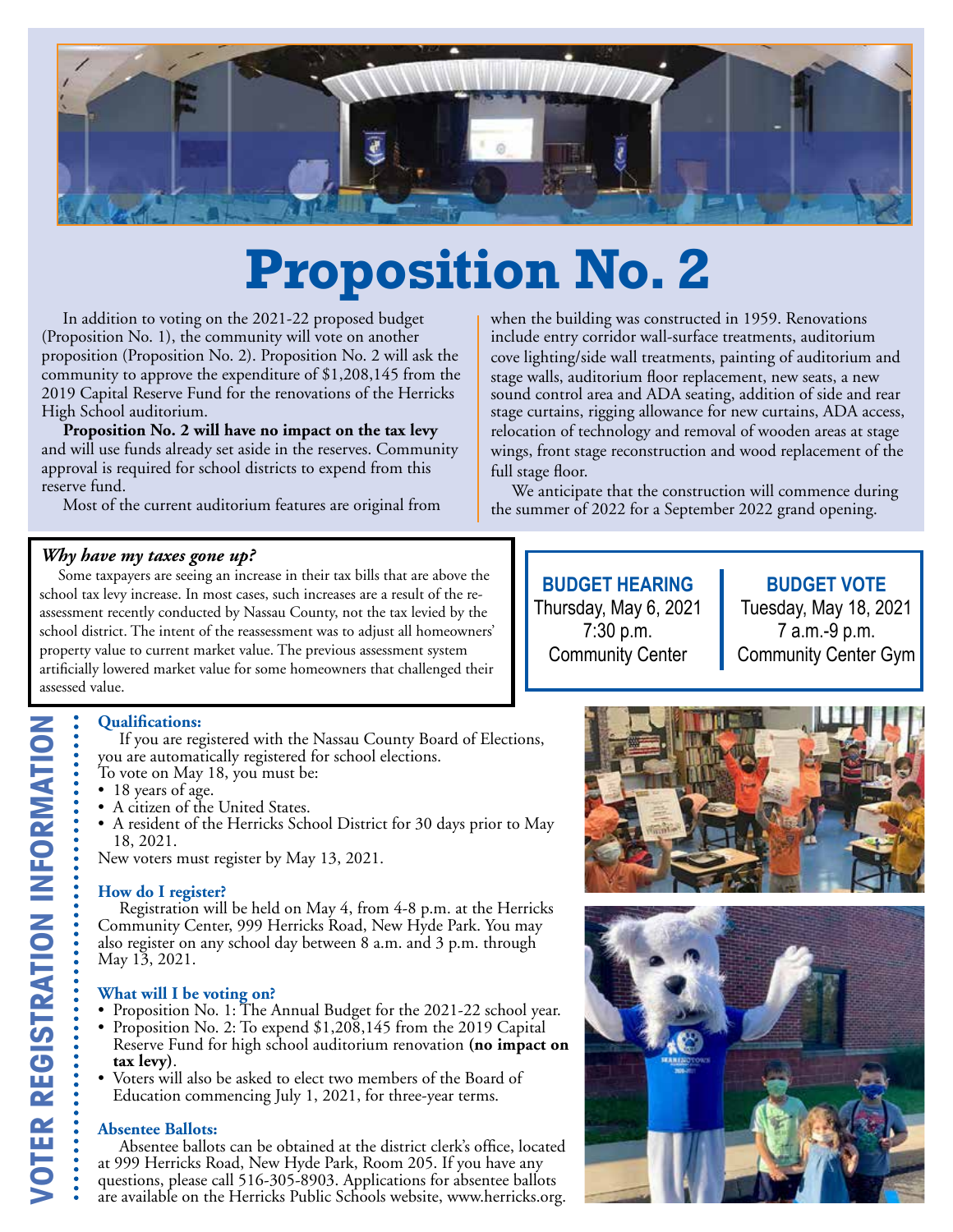# Proposition No. 2

In addition to voting on the 2021-22 proposed budget (Proposition No. 1), the community will vote on another proposition (Proposition No. 2). Proposition No. 2 will ask the community to approve the expenditure of $1,208,145 from the 2019 Capital Reserve Fund for the renovations of the Herricks High School auditorium.

**Proposition No. 2 will have no impact on the tax levy** and will use funds already set aside in the reserves. Community approval is required for school districts to expend from this reserve fund.

Most of the current auditorium features are original from when the building was constructed in 1959. Renovations include entry corridor wall-surface treatments, auditorium cove lighting/side wall treatments, painting of auditorium and stage walls, auditorium floor replacement, new seats, a new sound control area and ADA seating, addition of side and rear stage curtains, rigging allowance for new curtains, ADA access, relocation of technology and removal of wooden areas at stage wings, front stage reconstruction and wood replacement of the full stage floor.

We anticipate that the construction will commence during the summer of 2022 for a September 2022 grand opening.

### *Why have my taxes gone up?*

Some taxpayers are seeing an increase in their tax bills that are above the school tax levy increase. In most cases, such increases are a result of the reassessment recently conducted by Nassau County, not the tax levied by the school district. The intent of the reassessment was to adjust all homeowners' property value to current market value. The previous assessment system artificially lowered market value for some homeowners that challenged their assessed value.

**BUDGET HEARING**
Thursday, May 6, 2021
7:30 p.m.
Community Center

**BUDGET VOTE**
Tuesday, May 18, 2021
7 a.m.-9 p.m.
Community Center Gym

## VOTER REGISTRATION INFORMATION

### Qualifications:

If you are registered with the Nassau County Board of Elections, you are automatically registered for school elections.
To vote on May 18, you must be:

- 18 years of age.
- A citizen of the United States.
- A resident of the Herricks School District for 30 days prior to May 18, 2021.

New voters must register by May 13, 2021.

### How do I register?

Registration will be held on May 4, from 4-8 p.m. at the Herricks Community Center, 999 Herricks Road, New Hyde Park. You may also register on any school day between 8 a.m. and 3 p.m. through May 13, 2021.

### What will I be voting on?

- Proposition No. 1: The Annual Budget for the 2021-22 school year.
- Proposition No. 2: To expend $1,208,145 from the 2019 Capital Reserve Fund for high school auditorium renovation **(no impact on tax levy)**.
- Voters will also be asked to elect two members of the Board of Education commencing July 1, 2021, for three-year terms.

### Absentee Ballots:

Absentee ballots can be obtained at the district clerk's office, located at 999 Herricks Road, New Hyde Park, Room 205. If you have any questions, please call 516-305-8903. Applications for absentee ballots are available on the Herricks Public Schools website, www.herricks.org.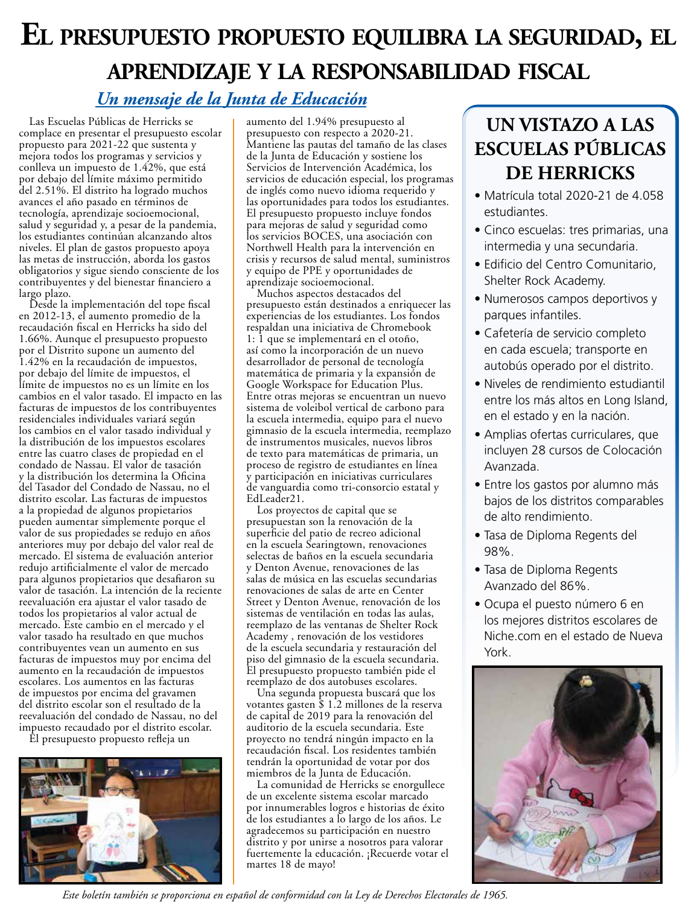# El presupuesto propuesto equilibra la seguridad, el aprendizaje y la responsabilidad fiscal

***Un mensaje de la Junta de Educación***

Las Escuelas Públicas de Herricks se complace en presentar el presupuesto escolar propuesto para 2021-22 que sustenta y mejora todos los programas y servicios y conlleva un impuesto de 1.42%, que está por debajo del límite máximo permitido del 2.51%. El distrito ha logrado muchos avances el año pasado en términos de tecnología, aprendizaje socioemocional, salud y seguridad y, a pesar de la pandemia, los estudiantes continúan alcanzando altos niveles. El plan de gastos propuesto apoya las metas de instrucción, aborda los gastos obligatorios y sigue siendo consciente de los contribuyentes y del bienestar financiero a largo plazo.

Desde la implementación del tope fiscal en 2012-13, el aumento promedio de la recaudación fiscal en Herricks ha sido del 1.66%. Aunque el presupuesto propuesto por el Distrito supone un aumento del 1.42% en la recaudación de impuestos, por debajo del límite de impuestos, el límite de impuestos no es un límite en los cambios en el valor tasado. El impacto en las facturas de impuestos de los contribuyentes residenciales individuales variará según los cambios en el valor tasado individual y la distribución de los impuestos escolares entre las cuatro clases de propiedad en el condado de Nassau. El valor de tasación y la distribución los determina la Oficina del Tasador del Condado de Nassau, no el distrito escolar. Las facturas de impuestos a la propiedad de algunos propietarios pueden aumentar simplemente porque el valor de sus propiedades se redujo en años anteriores muy por debajo del valor real de mercado. El sistema de evaluación anterior redujo artificialmente el valor de mercado para algunos propietarios que desafiaron su valor de tasación. La intención de la reciente reevaluación era ajustar el valor tasado de todos los propietarios al valor actual de mercado. Este cambio en el mercado y el valor tasado ha resultado en que muchos contribuyentes vean un aumento en sus facturas de impuestos muy por encima del aumento en la recaudación de impuestos escolares. Los aumentos en las facturas de impuestos por encima del gravamen del distrito escolar son el resultado de la reevaluación del condado de Nassau, no del impuesto recaudado por el distrito escolar.

El presupuesto propuesto refleja un aumento del 1.94% presupuesto al presupuesto con respecto a 2020-21. Mantiene las pautas del tamaño de las clases de la Junta de Educación y sostiene los Servicios de Intervención Académica, los servicios de educación especial, los programas de inglés como nuevo idioma requerido y las oportunidades para todos los estudiantes. El presupuesto propuesto incluye fondos para mejoras de salud y seguridad como los servicios BOCES, una asociación con Northwell Health para la intervención en crisis y recursos de salud mental, suministros y equipo de PPE y oportunidades de aprendizaje socioemocional.

Muchos aspectos destacados del presupuesto están destinados a enriquecer las experiencias de los estudiantes. Los fondos respaldan una iniciativa de Chromebook 1: 1 que se implementará en el otoño, así como la incorporación de un nuevo desarrollador de personal de tecnología matemática de primaria y la expansión de Google Workspace for Education Plus. Entre otras mejoras se encuentran un nuevo sistema de voleibol vertical de carbono para la escuela intermedia, equipo para el nuevo gimnasio de la escuela intermedia, reemplazo de instrumentos musicales, nuevos libros de texto para matemáticas de primaria, un proceso de registro de estudiantes en línea y participación en iniciativas curriculares de vanguardia como tri-consorcio estatal y EdLeader21.

Los proyectos de capital que se presupuestan son la renovación de la superficie del patio de recreo adicional en la escuela Searingtown, renovaciones selectas de baños en la escuela secundaria y Denton Avenue, renovaciones de las salas de música en las escuelas secundarias renovaciones de salas de arte en Center Street y Denton Avenue, renovación de los sistemas de ventilación en todas las aulas, reemplazo de las ventanas de Shelter Rock Academy , renovación de los vestidores de la escuela secundaria y restauración del piso del gimnasio de la escuela secundaria. El presupuesto propuesto también pide el reemplazo de dos autobuses escolares.

Una segunda propuesta buscará que los votantes gasten $ 1.2 millones de la reserva de capital de 2019 para la renovación del auditorio de la escuela secundaria. Este proyecto no tendrá ningún impacto en la recaudación fiscal. Los residentes también tendrán la oportunidad de votar por dos miembros de la Junta de Educación.

La comunidad de Herricks se enorgullece de un excelente sistema escolar marcado por innumerables logros e historias de éxito de los estudiantes a lo largo de los años. Le agradecemos su participación en nuestro distrito y por unirse a nosotros para valorar fuertemente la educación. ¡Recuerde votar el martes 18 de mayo!

## Un vistazo a las Escuelas Públicas de Herricks

- Matrícula total 2020-21 de 4.058 estudiantes.
- Cinco escuelas: tres primarias, una intermedia y una secundaria.
- Edificio del Centro Comunitario, Shelter Rock Academy.
- Numerosos campos deportivos y parques infantiles.
- Cafetería de servicio completo en cada escuela; transporte en autobús operado por el distrito.
- Niveles de rendimiento estudiantil entre los más altos en Long Island, en el estado y en la nación.
- Amplias ofertas curriculares, que incluyen 28 cursos de Colocación Avanzada.
- Entre los gastos por alumno más bajos de los distritos comparables de alto rendimiento.
- Tasa de Diploma Regents del 98%.
- Tasa de Diploma Regents Avanzado del 86%.
- Ocupa el puesto número 6 en los mejores distritos escolares de Niche.com en el estado de Nueva York.

*Este boletín también se proporciona en español de conformidad con la Ley de Derechos Electorales de 1965.*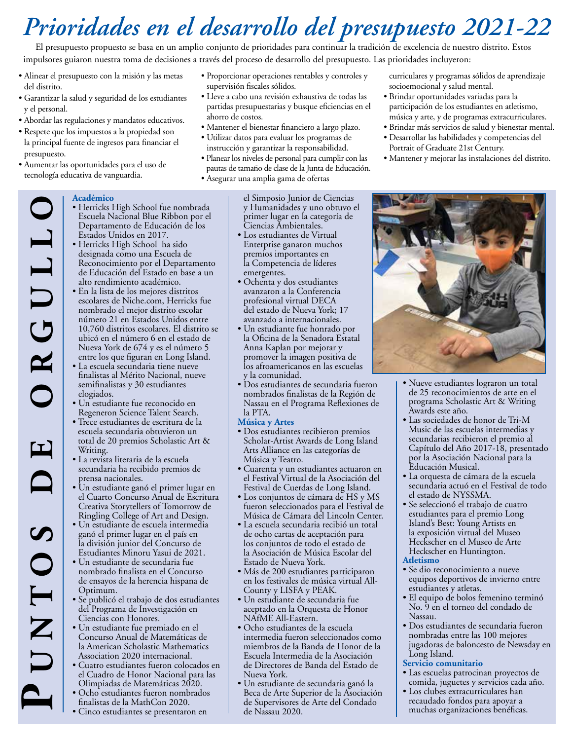# Prioridades en el desarrollo del presupuesto 2021-22

El presupuesto propuesto se basa en un amplio conjunto de prioridades para continuar la tradición de excelencia de nuestro distrito. Estos impulsores guiaron nuestra toma de decisiones a través del proceso de desarrollo del presupuesto. Las prioridades incluyeron:

- Alinear el presupuesto con la misión y las metas del distrito.
- Garantizar la salud y seguridad de los estudiantes y el personal.
- Abordar las regulaciones y mandatos educativos.
- Respete que los impuestos a la propiedad son la principal fuente de ingresos para financiar el presupuesto.
- Aumentar las oportunidades para el uso de tecnología educativa de vanguardia.
- Proporcionar operaciones rentables y controles y supervisión fiscales sólidos.
- Lleve a cabo una revisión exhaustiva de todas las partidas presupuestarias y busque eficiencias en el ahorro de costos.
- Mantener el bienestar financiero a largo plazo.
- Utilizar datos para evaluar los programas de instrucción y garantizar la responsabilidad.
- Planear los niveles de personal para cumplir con las pautas de tamaño de clase de la Junta de Educación.
- Asegurar una amplia gama de ofertas curriculares y programas sólidos de aprendizaje socioemocional y salud mental.
- Brindar oportunidades variadas para la participación de los estudiantes en atletismo, música y arte, y de programas extracurriculares.
- Brindar más servicios de salud y bienestar mental.
- Desarrollar las habilidades y competencias del Portrait of Graduate 21st Century.
- Mantener y mejorar las instalaciones del distrito.

## Puntos de Orgullo

### Académico

- Herricks High School fue nombrada Escuela Nacional Blue Ribbon por el Departamento de Educación de los Estados Unidos en 2017.
- Herricks High School ha sido designada como una Escuela de Reconocimiento por el Departamento de Educación del Estado en base a un alto rendimiento académico.
- En la lista de los mejores distritos escolares de Niche.com, Herricks fue nombrado el mejor distrito escolar número 21 en Estados Unidos entre 10,760 distritos escolares. El distrito se ubicó en el número 6 en el estado de Nueva York de 674 y es el número 5 entre los que figuran en Long Island.
- La escuela secundaria tiene nueve finalistas al Mérito Nacional, nueve semifinalistas y 30 estudiantes elogiados.
- Un estudiante fue reconocido en Regeneron Science Talent Search.
- Trece estudiantes de escritura de la escuela secundaria obtuvieron un total de 20 premios Scholastic Art & Writing.
- La revista literaria de la escuela secundaria ha recibido premios de prensa nacionales.
- Un estudiante ganó el primer lugar en el Cuarto Concurso Anual de Escritura Creativa Storytellers of Tomorrow de Ringling College of Art and Design.
- Un estudiante de escuela intermedia ganó el primer lugar en el país en la división junior del Concurso de Estudiantes Minoru Yasui de 2021.
- Un estudiante de secundaria fue nombrado finalista en el Concurso de ensayos de la herencia hispana de Optimum.
- Se publicó el trabajo de dos estudiantes del Programa de Investigación en Ciencias con Honores.
- Un estudiante fue premiado en el Concurso Anual de Matemáticas de la American Scholastic Mathematics Association 2020 internacional.
- Cuatro estudiantes fueron colocados en el Cuadro de Honor Nacional para las Olimpiadas de Matemáticas 2020.
- Ocho estudiantes fueron nombrados finalistas de la MathCon 2020.
- Cinco estudiantes se presentaron en el Simposio Junior de Ciencias y Humanidades y uno obtuvo el primer lugar en la categoría de Ciencias Ambientales.
- Los estudiantes de Virtual Enterprise ganaron muchos premios importantes en la Competencia de líderes emergentes.
- Ochenta y dos estudiantes avanzaron a la Conferencia profesional virtual DECA del estado de Nueva York; 17 avanzado a internacionales.
- Un estudiante fue honrado por la Oficina de la Senadora Estatal Anna Kaplan por mejorar y promover la imagen positiva de los afroamericanos en las escuelas y la comunidad.
- Dos estudiantes de secundaria fueron nombrados finalistas de la Región de Nassau en el Programa Reflexiones de la PTA.

### Música y Artes

- Dos estudiantes recibieron premios Scholar-Artist Awards de Long Island Arts Alliance en las categorías de Música y Teatro.
- Cuarenta y un estudiantes actuaron en el Festival Virtual de la Asociación del Festival de Cuerdas de Long Island.
- Los conjuntos de cámara de HS y MS fueron seleccionados para el Festival de Música de Cámara del Lincoln Center.
- La escuela secundaria recibió un total de ocho cartas de aceptación para los conjuntos de todo el estado de la Asociación de Música Escolar del Estado de Nueva York.
- Más de 200 estudiantes participaron en los festivales de música virtual All-County y LISFA y PEAK.
- Un estudiante de secundaria fue aceptado en la Orquesta de Honor NAfME All-Eastern.
- Ocho estudiantes de la escuela intermedia fueron seleccionados como miembros de la Banda de Honor de la Escuela Intermedia de la Asociación de Directores de Banda del Estado de Nueva York.
- Un estudiante de secundaria ganó la Beca de Arte Superior de la Asociación de Supervisores de Arte del Condado de Nassau 2020.
- Nueve estudiantes lograron un total de 25 reconocimientos de arte en el programa Scholastic Art & Writing Awards este año.
- Las sociedades de honor de Tri-M Music de las escuelas intermedias y secundarias recibieron el premio al Capítulo del Año 2017-18, presentado por la Asociación Nacional para la Educación Musical.
- La orquesta de cámara de la escuela secundaria actuó en el Festival de todo el estado de NYSSMA.
- Se seleccionó el trabajo de cuatro estudiantes para el premio Long Island's Best: Young Artists en la exposición virtual del Museo Heckscher en el Museo de Arte Heckscher en Huntington.

### Atletismo

- Se dio reconocimiento a nueve equipos deportivos de invierno entre estudiantes y atletas.
- El equipo de bolos femenino terminó No. 9 en el torneo del condado de Nassau.
- Dos estudiantes de secundaria fueron nombradas entre las 100 mejores jugadoras de baloncesto de Newsday en Long Island.

### Servicio comunitario

- Las escuelas patrocinan proyectos de comida, juguetes y servicios cada año.
- Los clubes extracurriculares han recaudado fondos para apoyar a muchas organizaciones benéficas.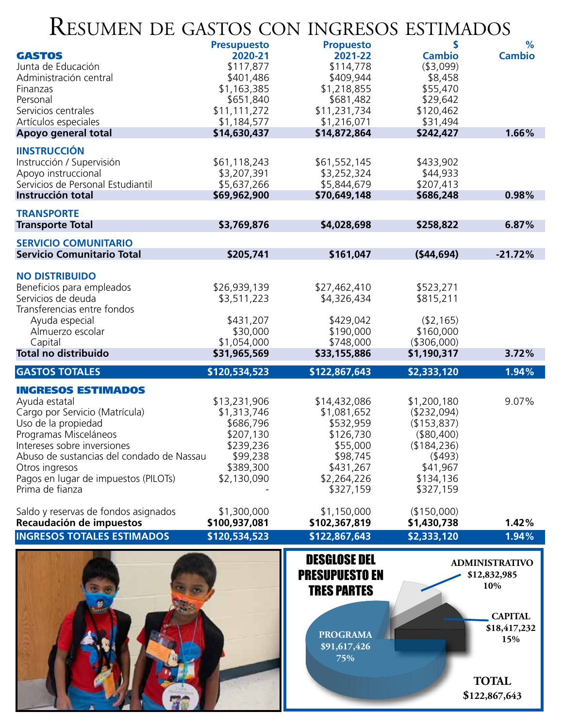# Resumen de gastos con ingresos estimados

| GASTOS | Presupuesto 2020-21 | Propuesto 2021-22 | $ Cambio | % Cambio |
|---|---|---|---|---|
| Junta de Educación | $117,877 | $114,778 | ($3,099) | |
| Administración central | $401,486 | $409,944 | $8,458 | |
| Finanzas | $1,163,385 | $1,218,855 | $55,470 | |
| Personal | $651,840 | $681,482 | $29,642 | |
| Servicios centrales | $11,111,272 | $11,231,734 | $120,462 | |
| Artículos especiales | $1,184,577 | $1,216,071 | $31,494 | |
| **Apoyo general total** | **$14,630,437** | **$14,872,864** | **$242,427** | **1.66%** |
| **IINSTRUCCIÓN** | | | | |
| Instrucción / Supervisión | $61,118,243 | $61,552,145 | $433,902 | |
| Apoyo instruccional | $3,207,391 | $3,252,324 | $44,933 | |
| Servicios de Personal Estudiantil | $5,637,266 | $5,844,679 | $207,413 | |
| **Instrucción total** | **$69,962,900** | **$70,649,148** | **$686,248** | **0.98%** |
| **TRANSPORTE** | | | | |
| **Transporte Total** | **$3,769,876** | **$4,028,698** | **$258,822** | **6.87%** |
| **SERVICIO COMUNITARIO** | | | | |
| **Servicio Comunitario Total** | **$205,741** | **$161,047** | **($44,694)** | **-21.72%** |
| **NO DISTRIBUIDO** | | | | |
| Beneficios para empleados | $26,939,139 | $27,462,410 | $523,271 | |
| Servicios de deuda | $3,511,223 | $4,326,434 | $815,211 | |
| Transferencias entre fondos | | | | |
| Ayuda especial | $431,207 | $429,042 | ($2,165) | |
| Almuerzo escolar | $30,000 | $190,000 | $160,000 | |
| Capital | $1,054,000 | $748,000 | ($306,000) | |
| **Total no distribuido** | **$31,965,569** | **$33,155,886** | **$1,190,317** | **3.72%** |
| **GASTOS TOTALES** | **$120,534,523** | **$122,867,643** | **$2,333,120** | **1.94%** |
| **INGRESOS ESTIMADOS** | | | | |
| Ayuda estatal | $13,231,906 | $14,432,086 | $1,200,180 | 9.07% |
| Cargo por Servicio (Matrícula) | $1,313,746 | $1,081,652 | ($232,094) | |
| Uso de la propiedad | $686,796 | $532,959 | ($153,837) | |
| Programas Misceláneos | $207,130 | $126,730 | ($80,400) | |
| Intereses sobre inversiones | $239,236 | $55,000 | ($184,236) | |
| Abuso de sustancias del condado de Nassau | $99,238 | $98,745 | ($493) | |
| Otros ingresos | $389,300 | $431,267 | $41,967 | |
| Pagos en lugar de impuestos (PILOTs) | $2,130,090 | $2,264,226 | $134,136 | |
| Prima de fianza | - | $327,159 | $327,159 | |
| Saldo y reservas de fondos asignados | $1,300,000 | $1,150,000 | ($150,000) | |
| **Recaudación de impuestos** | **$100,937,081** | **$102,367,819** | **$1,430,738** | **1.42%** |
| **INGRESOS TOTALES ESTIMADOS** | **$120,534,523** | **$122,867,643** | **$2,333,120** | **1.94%** |

## DESGLOSE DEL PRESUPUESTO EN TRES PARTES

- ADMINISTRATIVO: $12,832,985 — 10%
- CAPITAL: $18,417,232 — 15%
- PROGRAMA: $91,617,426 — 75%

**TOTAL: $122,867,643**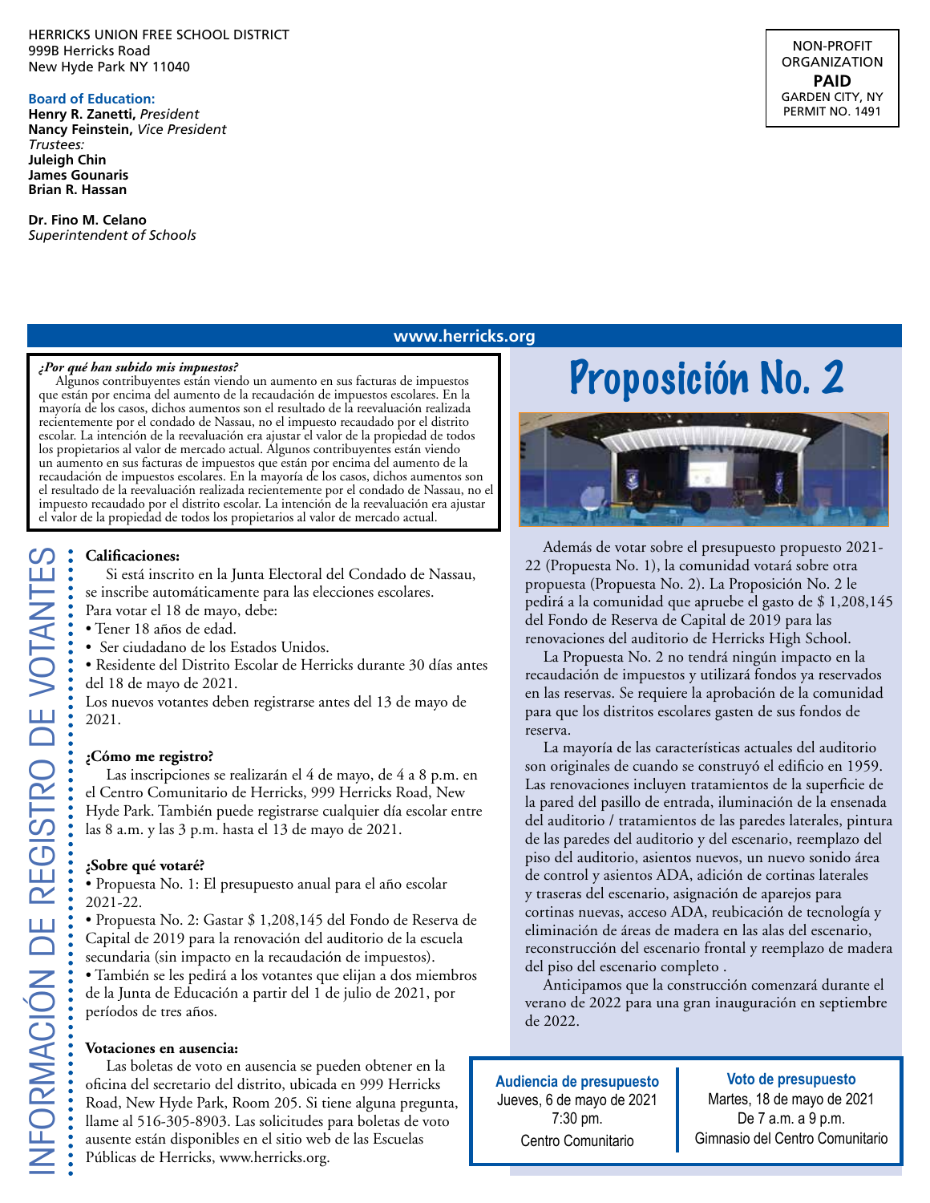HERRICKS UNION FREE SCHOOL DISTRICT
999B Herricks Road
New Hyde Park NY 11040

**Board of Education:**
**Henry R. Zanetti,** *President*
**Nancy Feinstein,** *Vice President*
*Trustees:*
**Juleigh Chin**
**James Gounaris**
**Brian R. Hassan**

**Dr. Fino M. Celano**
*Superintendent of Schools*

NON-PROFIT ORGANIZATION
**PAID**
GARDEN CITY, NY
PERMIT NO. 1491

**www.herricks.org**

***¿Por qué han subido mis impuestos?***
Algunos contribuyentes están viendo un aumento en sus facturas de impuestos que están por encima del aumento de la recaudación de impuestos escolares. En la mayoría de los casos, dichos aumentos son el resultado de la reevaluación realizada recientemente por el condado de Nassau, no el impuesto recaudado por el distrito escolar. La intención de la reevaluación era ajustar el valor de la propiedad de todos los propietarios al valor de mercado actual. Algunos contribuyentes están viendo un aumento en sus facturas de impuestos que están por encima del aumento de la recaudación de impuestos escolares. En la mayoría de los casos, dichos aumentos son el resultado de la reevaluación realizada recientemente por el condado de Nassau, no el impuesto recaudado por el distrito escolar. La intención de la reevaluación era ajustar el valor de la propiedad de todos los propietarios al valor de mercado actual.

## INFORMACIÓN DE REGISTRO DE VOTANTES

**Calificaciones:**

Si está inscrito en la Junta Electoral del Condado de Nassau, se inscribe automáticamente para las elecciones escolares. Para votar el 18 de mayo, debe:

- Tener 18 años de edad.
- Ser ciudadano de los Estados Unidos.
- Residente del Distrito Escolar de Herricks durante 30 días antes del 18 de mayo de 2021.

Los nuevos votantes deben registrarse antes del 13 de mayo de 2021.

**¿Cómo me registro?**

Las inscripciones se realizarán el 4 de mayo, de 4 a 8 p.m. en el Centro Comunitario de Herricks, 999 Herricks Road, New Hyde Park. También puede registrarse cualquier día escolar entre las 8 a.m. y las 3 p.m. hasta el 13 de mayo de 2021.

**¿Sobre qué votaré?**

- Propuesta No. 1: El presupuesto anual para el año escolar 2021-22.
- Propuesta No. 2: Gastar $ 1,208,145 del Fondo de Reserva de Capital de 2019 para la renovación del auditorio de la escuela secundaria (sin impacto en la recaudación de impuestos).
- También se les pedirá a los votantes que elijan a dos miembros de la Junta de Educación a partir del 1 de julio de 2021, por períodos de tres años.

**Votaciones en ausencia:**

Las boletas de voto en ausencia se pueden obtener en la oficina del secretario del distrito, ubicada en 999 Herricks Road, New Hyde Park, Room 205. Si tiene alguna pregunta, llame al 516-305-8903. Las solicitudes para boletas de voto ausente están disponibles en el sitio web de las Escuelas Públicas de Herricks, www.herricks.org.

# Proposición No. 2

Además de votar sobre el presupuesto propuesto 2021-22 (Propuesta No. 1), la comunidad votará sobre otra propuesta (Propuesta No. 2). La Proposición No. 2 le pedirá a la comunidad que apruebe el gasto de $ 1,208,145 del Fondo de Reserva de Capital de 2019 para las renovaciones del auditorio de Herricks High School.

La Propuesta No. 2 no tendrá ningún impacto en la recaudación de impuestos y utilizará fondos ya reservados en las reservas. Se requiere la aprobación de la comunidad para que los distritos escolares gasten de sus fondos de reserva.

La mayoría de las características actuales del auditorio son originales de cuando se construyó el edificio en 1959. Las renovaciones incluyen tratamientos de la superficie de la pared del pasillo de entrada, iluminación de la ensenada del auditorio / tratamientos de las paredes laterales, pintura de las paredes del auditorio y del escenario, reemplazo del piso del auditorio, asientos nuevos, un nuevo sonido área de control y asientos ADA, adición de cortinas laterales y traseras del escenario, asignación de aparejos para cortinas nuevas, acceso ADA, reubicación de tecnología y eliminación de áreas de madera en las alas del escenario, reconstrucción del escenario frontal y reemplazo de madera del piso del escenario completo .

Anticipamos que la construcción comenzará durante el verano de 2022 para una gran inauguración en septiembre de 2022.

**Audiencia de presupuesto**
Jueves, 6 de mayo de 2021
7:30 pm.
Centro Comunitario

**Voto de presupuesto**
Martes, 18 de mayo de 2021
De 7 a.m. a 9 p.m.
Gimnasio del Centro Comunitario